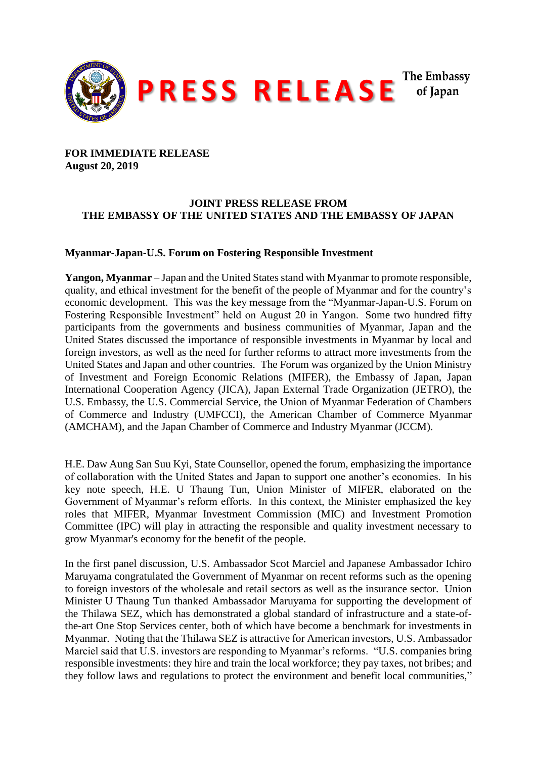# PRESS RELEASE

The Embassy of Japan

**FOR IMMEDIATE RELEASE**
**August 20, 2019**

**JOINT PRESS RELEASE FROM**
**THE EMBASSY OF THE UNITED STATES AND THE EMBASSY OF JAPAN**

## Myanmar-Japan-U.S. Forum on Fostering Responsible Investment

**Yangon, Myanmar** – Japan and the United States stand with Myanmar to promote responsible, quality, and ethical investment for the benefit of the people of Myanmar and for the country's economic development. This was the key message from the "Myanmar-Japan-U.S. Forum on Fostering Responsible Investment" held on August 20 in Yangon. Some two hundred fifty participants from the governments and business communities of Myanmar, Japan and the United States discussed the importance of responsible investments in Myanmar by local and foreign investors, as well as the need for further reforms to attract more investments from the United States and Japan and other countries. The Forum was organized by the Union Ministry of Investment and Foreign Economic Relations (MIFER), the Embassy of Japan, Japan International Cooperation Agency (JICA), Japan External Trade Organization (JETRO), the U.S. Embassy, the U.S. Commercial Service, the Union of Myanmar Federation of Chambers of Commerce and Industry (UMFCCI), the American Chamber of Commerce Myanmar (AMCHAM), and the Japan Chamber of Commerce and Industry Myanmar (JCCM).

H.E. Daw Aung San Suu Kyi, State Counsellor, opened the forum, emphasizing the importance of collaboration with the United States and Japan to support one another's economies. In his key note speech, H.E. U Thaung Tun, Union Minister of MIFER, elaborated on the Government of Myanmar's reform efforts. In this context, the Minister emphasized the key roles that MIFER, Myanmar Investment Commission (MIC) and Investment Promotion Committee (IPC) will play in attracting the responsible and quality investment necessary to grow Myanmar's economy for the benefit of the people.

In the first panel discussion, U.S. Ambassador Scot Marciel and Japanese Ambassador Ichiro Maruyama congratulated the Government of Myanmar on recent reforms such as the opening to foreign investors of the wholesale and retail sectors as well as the insurance sector. Union Minister U Thaung Tun thanked Ambassador Maruyama for supporting the development of the Thilawa SEZ, which has demonstrated a global standard of infrastructure and a state-of-the-art One Stop Services center, both of which have become a benchmark for investments in Myanmar. Noting that the Thilawa SEZ is attractive for American investors, U.S. Ambassador Marciel said that U.S. investors are responding to Myanmar's reforms. "U.S. companies bring responsible investments: they hire and train the local workforce; they pay taxes, not bribes; and they follow laws and regulations to protect the environment and benefit local communities,"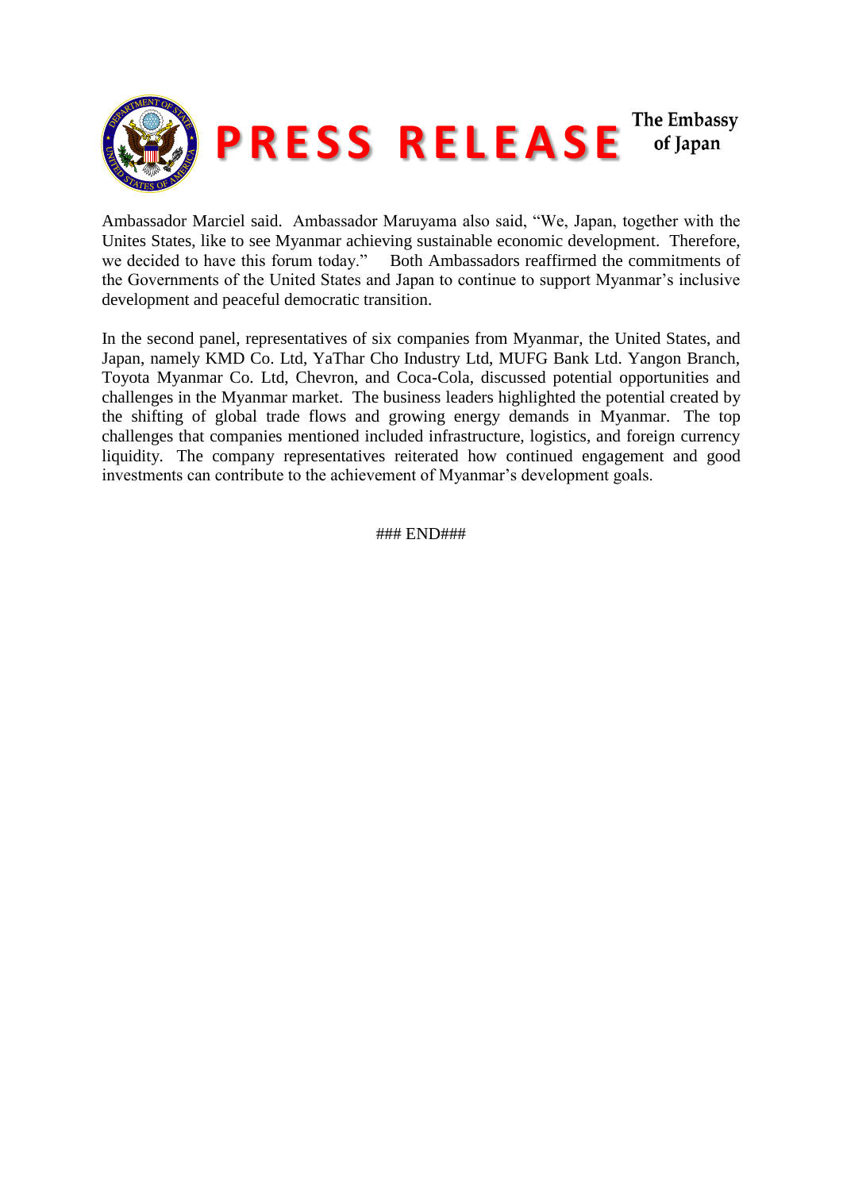# PRESS RELEASE

**The Embassy of Japan**

Ambassador Marciel said. Ambassador Maruyama also said, "We, Japan, together with the Unites States, like to see Myanmar achieving sustainable economic development. Therefore, we decided to have this forum today." Both Ambassadors reaffirmed the commitments of the Governments of the United States and Japan to continue to support Myanmar's inclusive development and peaceful democratic transition.

In the second panel, representatives of six companies from Myanmar, the United States, and Japan, namely KMD Co. Ltd, YaThar Cho Industry Ltd, MUFG Bank Ltd. Yangon Branch, Toyota Myanmar Co. Ltd, Chevron, and Coca-Cola, discussed potential opportunities and challenges in the Myanmar market. The business leaders highlighted the potential created by the shifting of global trade flows and growing energy demands in Myanmar. The top challenges that companies mentioned included infrastructure, logistics, and foreign currency liquidity. The company representatives reiterated how continued engagement and good investments can contribute to the achievement of Myanmar's development goals.

### END###